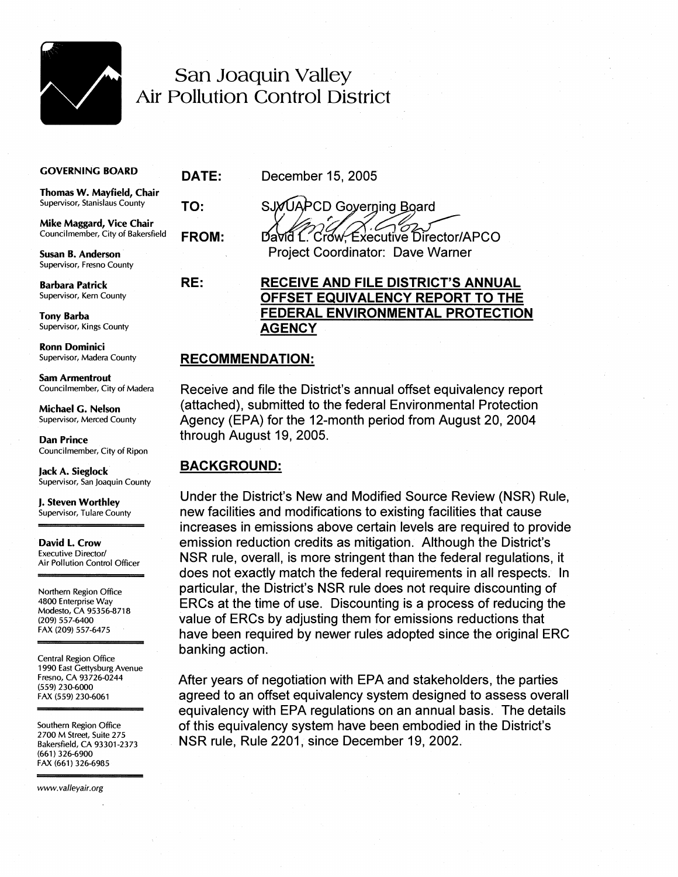# San Joaquin Valley Air Pollution Control District

**GOVERNING BOARD**

**Thomas W. Mayfield, Chair**
Supervisor, Stanislaus County

**Mike Maggard, Vice Chair**
Councilmember, City of Bakersfield

**Susan B. Anderson**
Supervisor, Fresno County

**Barbara Patrick**
Supervisor, Kern County

**Tony Barba**
Supervisor, Kings County

**Ronn Dominici**
Supervisor, Madera County

**Sam Armentrout**
Councilmember, City of Madera

**Michael G. Nelson**
Supervisor, Merced County

**Dan Prince**
Councilmember, City of Ripon

**Jack A. Sieglock**
Supervisor, San Joaquin County

**J. Steven Worthley**
Supervisor, Tulare County

**David L. Crow**
Executive Director/
Air Pollution Control Officer

Northern Region Office
4800 Enterprise Way
Modesto, CA 95356-8718
(209) 557-6400
FAX (209) 557-6475

Central Region Office
1990 East Gettysburg Avenue
Fresno, CA 93726-0244
(559) 230-6000
FAX (559) 230-6061

Southern Region Office
2700 M Street, Suite 275
Bakersfield, CA 93301-2373
(661) 326-6900
FAX (661) 326-6985

www.valleyair.org

**DATE:** December 15, 2005

**TO:** SJVUAPCD Governing Board

**FROM:** David L. Crow, Executive Director/APCO
Project Coordinator: Dave Warner

**RE:** **RECEIVE AND FILE DISTRICT'S ANNUAL OFFSET EQUIVALENCY REPORT TO THE FEDERAL ENVIRONMENTAL PROTECTION AGENCY**

## RECOMMENDATION:

Receive and file the District's annual offset equivalency report (attached), submitted to the federal Environmental Protection Agency (EPA) for the 12-month period from August 20, 2004 through August 19, 2005.

## BACKGROUND:

Under the District's New and Modified Source Review (NSR) Rule, new facilities and modifications to existing facilities that cause increases in emissions above certain levels are required to provide emission reduction credits as mitigation. Although the District's NSR rule, overall, is more stringent than the federal regulations, it does not exactly match the federal requirements in all respects. In particular, the District's NSR rule does not require discounting of ERCs at the time of use. Discounting is a process of reducing the value of ERCs by adjusting them for emissions reductions that have been required by newer rules adopted since the original ERC banking action.

After years of negotiation with EPA and stakeholders, the parties agreed to an offset equivalency system designed to assess overall equivalency with EPA regulations on an annual basis. The details of this equivalency system have been embodied in the District's NSR rule, Rule 2201, since December 19, 2002.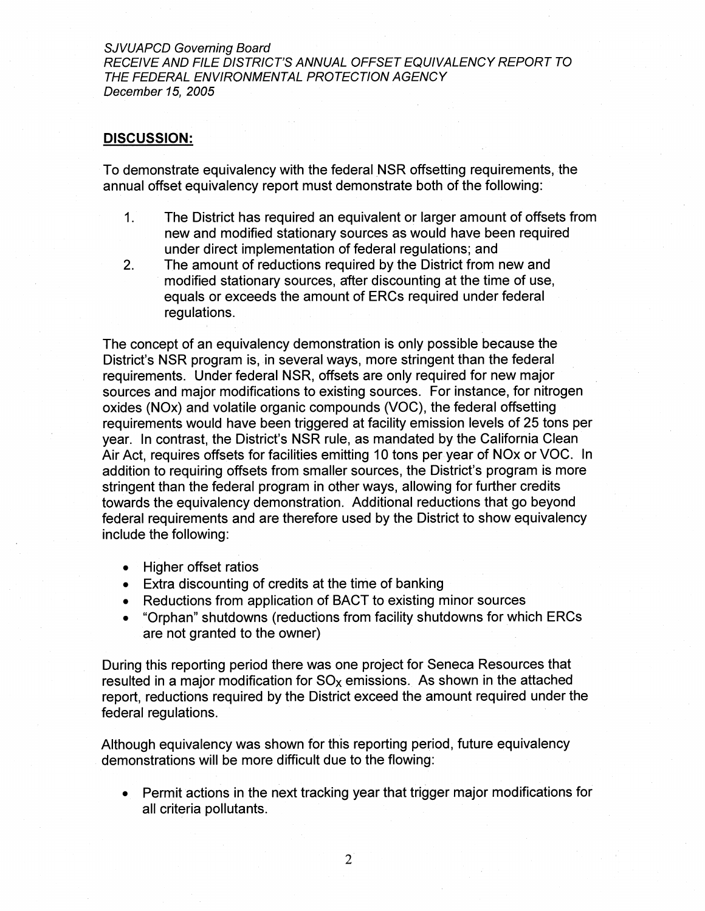*SJVUAPCD Governing Board*
*RECEIVE AND FILE DISTRICT'S ANNUAL OFFSET EQUIVALENCY REPORT TO THE FEDERAL ENVIRONMENTAL PROTECTION AGENCY*
*December 15, 2005*

## DISCUSSION:

To demonstrate equivalency with the federal NSR offsetting requirements, the annual offset equivalency report must demonstrate both of the following:

1. The District has required an equivalent or larger amount of offsets from new and modified stationary sources as would have been required under direct implementation of federal regulations; and
2. The amount of reductions required by the District from new and modified stationary sources, after discounting at the time of use, equals or exceeds the amount of ERCs required under federal regulations.

The concept of an equivalency demonstration is only possible because the District's NSR program is, in several ways, more stringent than the federal requirements. Under federal NSR, offsets are only required for new major sources and major modifications to existing sources. For instance, for nitrogen oxides (NOx) and volatile organic compounds (VOC), the federal offsetting requirements would have been triggered at facility emission levels of 25 tons per year. In contrast, the District's NSR rule, as mandated by the California Clean Air Act, requires offsets for facilities emitting 10 tons per year of NOx or VOC. In addition to requiring offsets from smaller sources, the District's program is more stringent than the federal program in other ways, allowing for further credits towards the equivalency demonstration. Additional reductions that go beyond federal requirements and are therefore used by the District to show equivalency include the following:

- Higher offset ratios
- Extra discounting of credits at the time of banking
- Reductions from application of BACT to existing minor sources
- "Orphan" shutdowns (reductions from facility shutdowns for which ERCs are not granted to the owner)

During this reporting period there was one project for Seneca Resources that resulted in a major modification for $SO_X$ emissions. As shown in the attached report, reductions required by the District exceed the amount required under the federal regulations.

Although equivalency was shown for this reporting period, future equivalency demonstrations will be more difficult due to the flowing:

- Permit actions in the next tracking year that trigger major modifications for all criteria pollutants.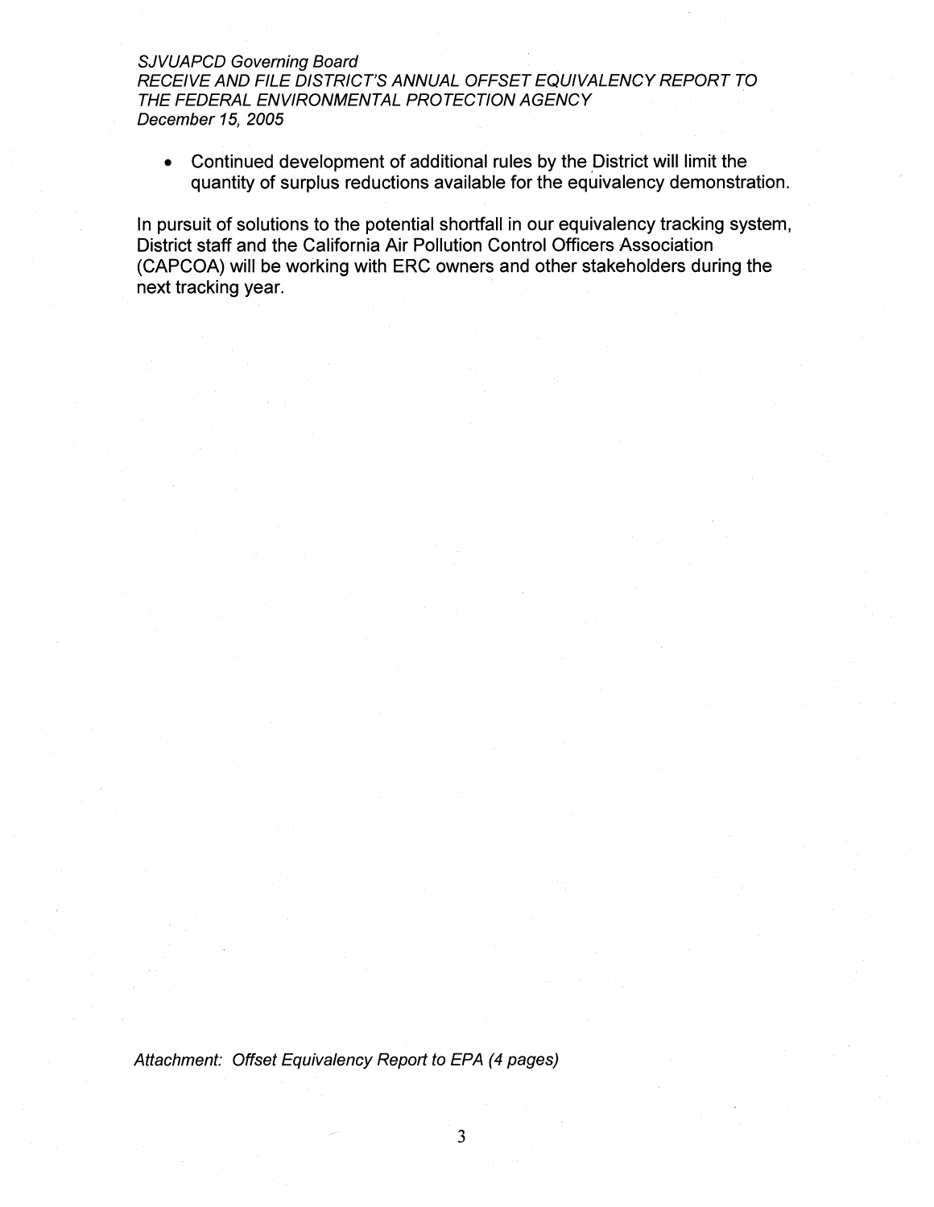- Continued development of additional rules by the District will limit the quantity of surplus reductions available for the equivalency demonstration.

In pursuit of solutions to the potential shortfall in our equivalency tracking system, District staff and the California Air Pollution Control Officers Association (CAPCOA) will be working with ERC owners and other stakeholders during the next tracking year.

*Attachment: Offset Equivalency Report to EPA (4 pages)*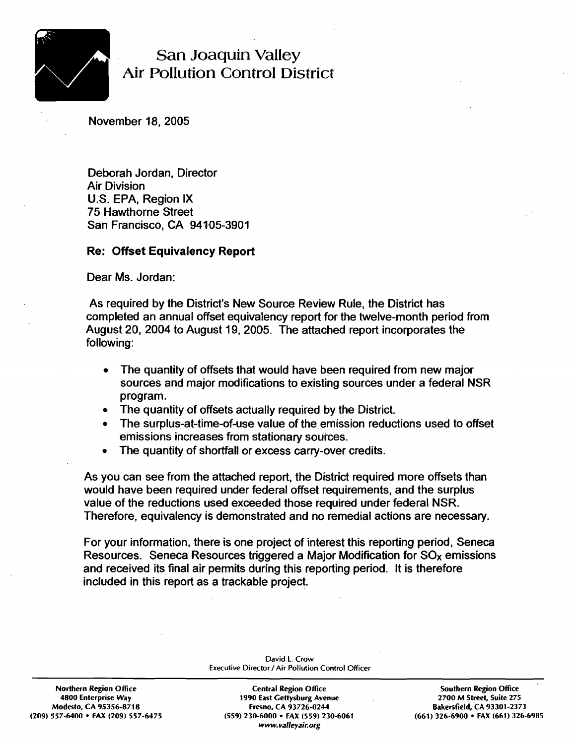# San Joaquin Valley Air Pollution Control District

November 18, 2005

Deborah Jordan, Director
Air Division
U.S. EPA, Region IX
75 Hawthorne Street
San Francisco, CA 94105-3901

**Re: Offset Equivalency Report**

Dear Ms. Jordan:

As required by the District's New Source Review Rule, the District has completed an annual offset equivalency report for the twelve-month period from August 20, 2004 to August 19, 2005. The attached report incorporates the following:

- The quantity of offsets that would have been required from new major sources and major modifications to existing sources under a federal NSR program.
- The quantity of offsets actually required by the District.
- The surplus-at-time-of-use value of the emission reductions used to offset emissions increases from stationary sources.
- The quantity of shortfall or excess carry-over credits.

As you can see from the attached report, the District required more offsets than would have been required under federal offset requirements, and the surplus value of the reductions used exceeded those required under federal NSR. Therefore, equivalency is demonstrated and no remedial actions are necessary.

For your information, there is one project of interest this reporting period, Seneca Resources. Seneca Resources triggered a Major Modification for $SO_X$ emissions and received its final air permits during this reporting period. It is therefore included in this report as a trackable project.

David L. Crow
Executive Director / Air Pollution Control Officer

| Northern Region Office | Central Region Office | Southern Region Office |
|---|---|---|
| 4800 Enterprise Way | 1990 East Gettysburg Avenue | 2700 M Street, Suite 275 |
| Modesto, CA 95356-8718 | Fresno, CA 93726-0244 | Bakersfield, CA 93301-2373 |
| (209) 557-6400 • FAX (209) 557-6475 | (559) 230-6000 • FAX (559) 230-6061 | (661) 326-6900 • FAX (661) 326-6985 |

*www.valleyair.org*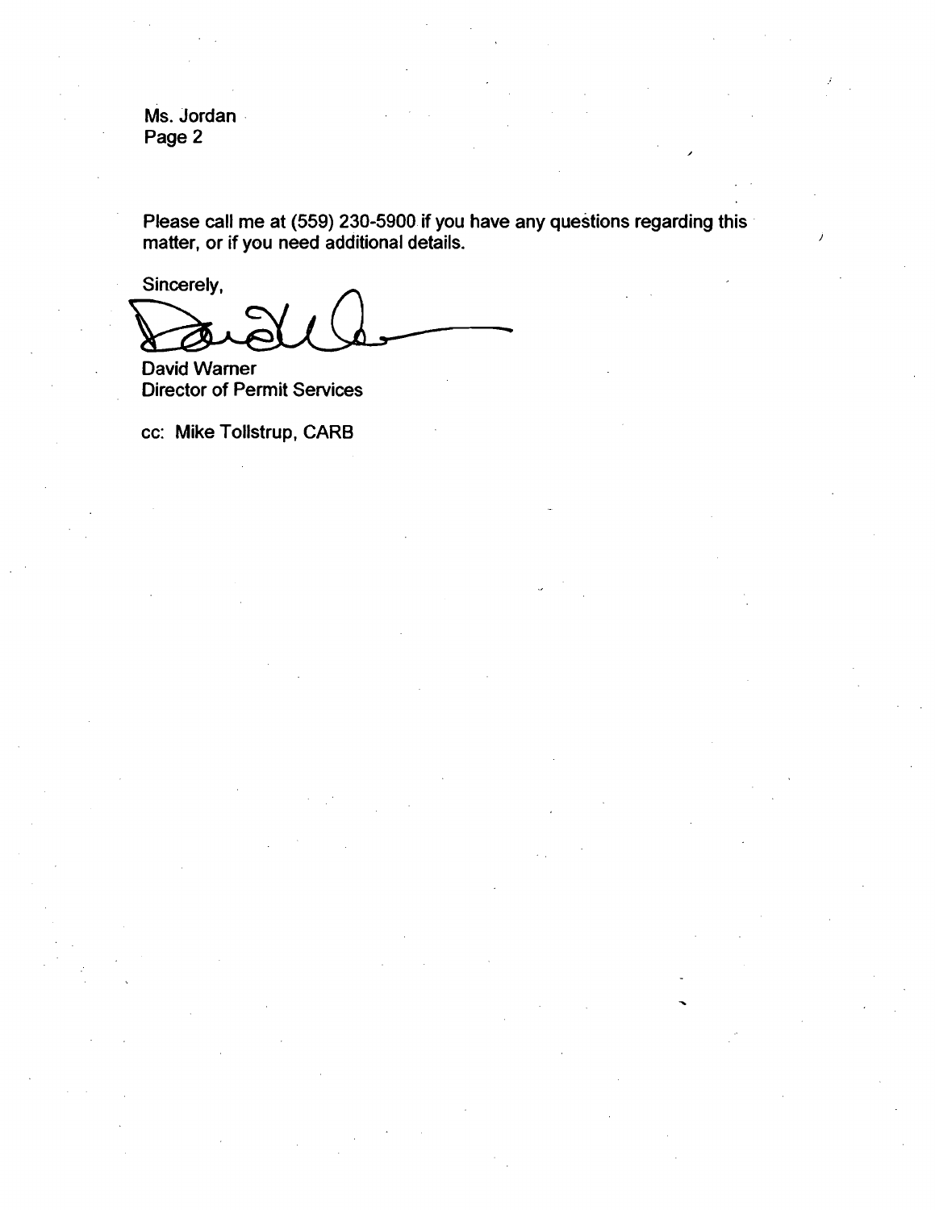Ms. Jordan
Page 2

Please call me at (559) 230-5900 if you have any questions regarding this matter, or if you need additional details.

Sincerely,

David Warner
Director of Permit Services

cc: Mike Tollstrup, CARB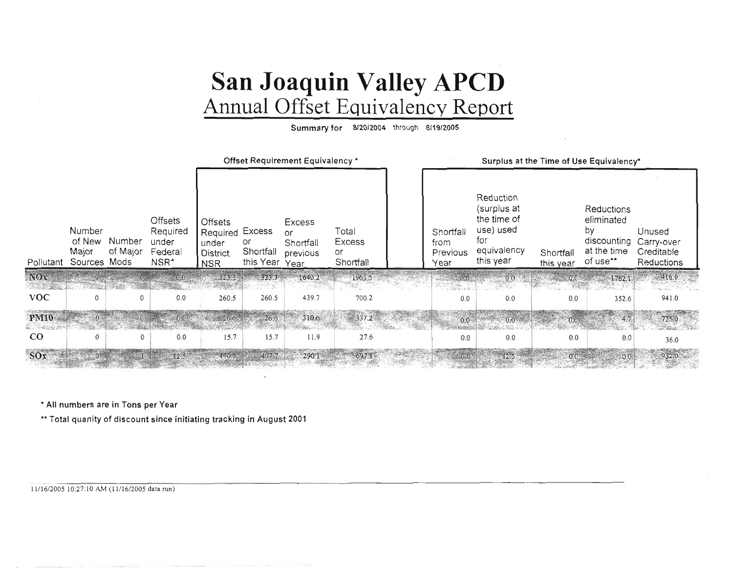# San Joaquin Valley APCD

## Annual Offset Equivalency Report

**Summary for** 8/20/2004 through 8/19/2005

| Pollutant | Number of New Major Sources | Number of Major Mods | Offsets Required under Federal NSR* | Offset Requirement Equivalency *: Offsets Required under District NSR | Offset Requirement Equivalency *: Excess or Shortfall this Year | Offset Requirement Equivalency *: Excess or Shortfall previous Year | Offset Requirement Equivalency *: Total Excess or Shortfall | Surplus at the Time of Use Equivalency*: Shortfall from Previous Year | Surplus at the Time of Use Equivalency*: Reduction (surplus at the time of use) used for equivalency this year | Surplus at the Time of Use Equivalency*: Shortfall this year | Surplus at the Time of Use Equivalency*: Reductions eliminated by discounting at the time of use** | Surplus at the Time of Use Equivalency*: Unused Carry-over Creditable Reductions |
|---|---|---|---|---|---|---|---|---|---|---|---|---|
| NOx | 0 | 0 | 0.0 | 323.3 | 323.3 | 1640.2 | 1963.5 | 0.0 | 0.0 | 0.0 | 1762.1 | 416.0 |
| VOC | 0 | 0 | 0.0 | 260.5 | 260.5 | 439.7 | 700.2 | 0.0 | 0.0 | 0.0 | 352.6 | 941.0 |
| PM10 | 0 | 0 | 0.0 | 26.6 | 26.6 | 310.6 | 337.2 | 0.0 | 0.0 | 0.0 | 4.7 | 725.0 |
| CO | 0 | 0 | 0.0 | 15.7 | 15.7 | 11.9 | 27.6 | 0.0 | 0.0 | 0.0 | 0.0 | 36.0 |
| SOx | 0 | 1 | 82.5 | 490.2 | 407.7 | 290.1 | 697.8 | 0.0 | 82.5 | 0.0 | 0.0 | 932.0 |

\* All numbers are in Tons per Year

\*\* Total quanity of discount since initiating tracking in August 2001

11/16/2005 10:27:10 AM (11/16/2005 data run)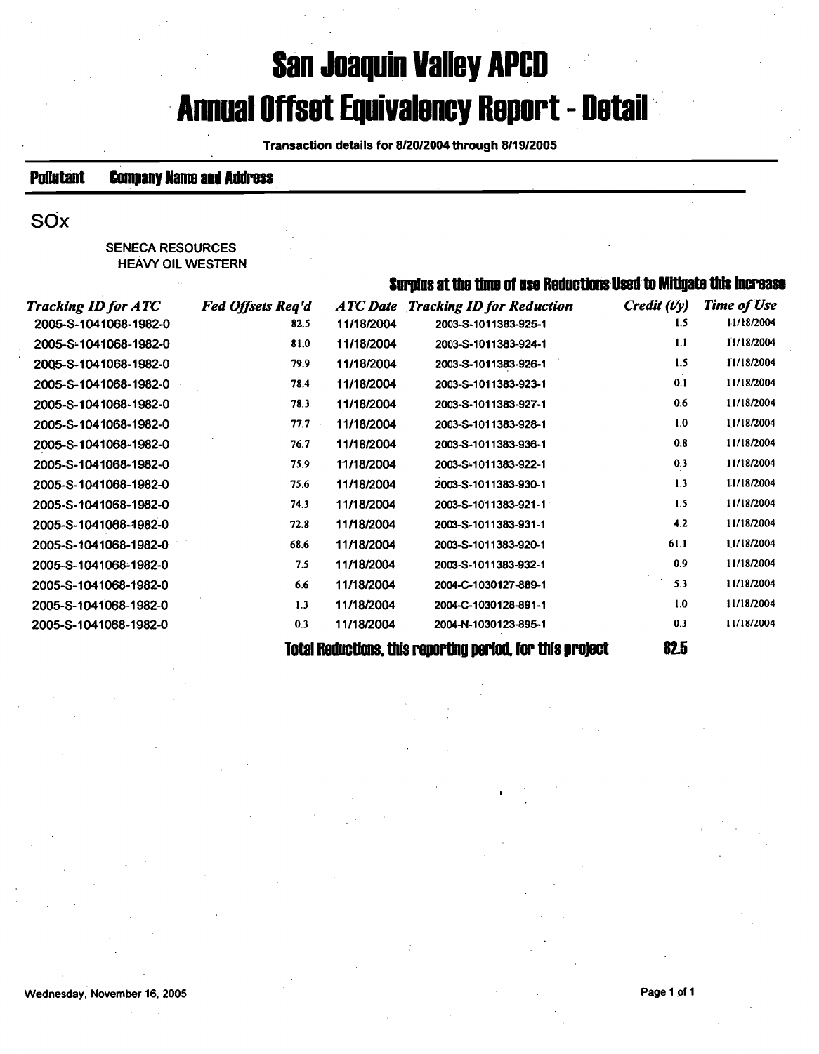# San Joaquin Valley APCD
# Annual Offset Equivalency Report - Detail

**Transaction details for 8/20/2004 through 8/19/2005**

**Pollutant** | **Company Name and Address**

## SOx

SENECA RESOURCES
HEAVY OIL WESTERN

| | | | Surplus at the time of use Reductions Used to Mitigate this Increase | | |
|---|---|---|---|---|---|
| *Tracking ID for ATC* | *Fed Offsets Req'd* | *ATC Date* | *Tracking ID for Reduction* | *Credit (t/y)* | *Time of Use* |
| 2005-S-1041068-1982-0 | 82.5 | 11/18/2004 | 2003-S-1011383-925-1 | 1.5 | 11/18/2004 |
| 2005-S-1041068-1982-0 | 81.0 | 11/18/2004 | 2003-S-1011383-924-1 | 1.1 | 11/18/2004 |
| 2005-S-1041068-1982-0 | 79.9 | 11/18/2004 | 2003-S-1011383-926-1 | 1.5 | 11/18/2004 |
| 2005-S-1041068-1982-0 | 78.4 | 11/18/2004 | 2003-S-1011383-923-1 | 0.1 | 11/18/2004 |
| 2005-S-1041068-1982-0 | 78.3 | 11/18/2004 | 2003-S-1011383-927-1 | 0.6 | 11/18/2004 |
| 2005-S-1041068-1982-0 | 77.7 | 11/18/2004 | 2003-S-1011383-928-1 | 1.0 | 11/18/2004 |
| 2005-S-1041068-1982-0 | 76.7 | 11/18/2004 | 2003-S-1011383-936-1 | 0.8 | 11/18/2004 |
| 2005-S-1041068-1982-0 | 75.9 | 11/18/2004 | 2003-S-1011383-922-1 | 0.3 | 11/18/2004 |
| 2005-S-1041068-1982-0 | 75.6 | 11/18/2004 | 2003-S-1011383-930-1 | 1.3 | 11/18/2004 |
| 2005-S-1041068-1982-0 | 74.3 | 11/18/2004 | 2003-S-1011383-921-1 | 1.5 | 11/18/2004 |
| 2005-S-1041068-1982-0 | 72.8 | 11/18/2004 | 2003-S-1011383-931-1 | 4.2 | 11/18/2004 |
| 2005-S-1041068-1982-0 | 68.6 | 11/18/2004 | 2003-S-1011383-920-1 | 61.1 | 11/18/2004 |
| 2005-S-1041068-1982-0 | 7.5 | 11/18/2004 | 2003-S-1011383-932-1 | 0.9 | 11/18/2004 |
| 2005-S-1041068-1982-0 | 6.6 | 11/18/2004 | 2004-C-1030127-889-1 | 5.3 | 11/18/2004 |
| 2005-S-1041068-1982-0 | 1.3 | 11/18/2004 | 2004-C-1030128-891-1 | 1.0 | 11/18/2004 |
| 2005-S-1041068-1982-0 | 0.3 | 11/18/2004 | 2004-N-1030123-895-1 | 0.3 | 11/18/2004 |
| | | | **Total Reductions, this reporting period, for this project** | **82.5** | |

Wednesday, November 16, 2005